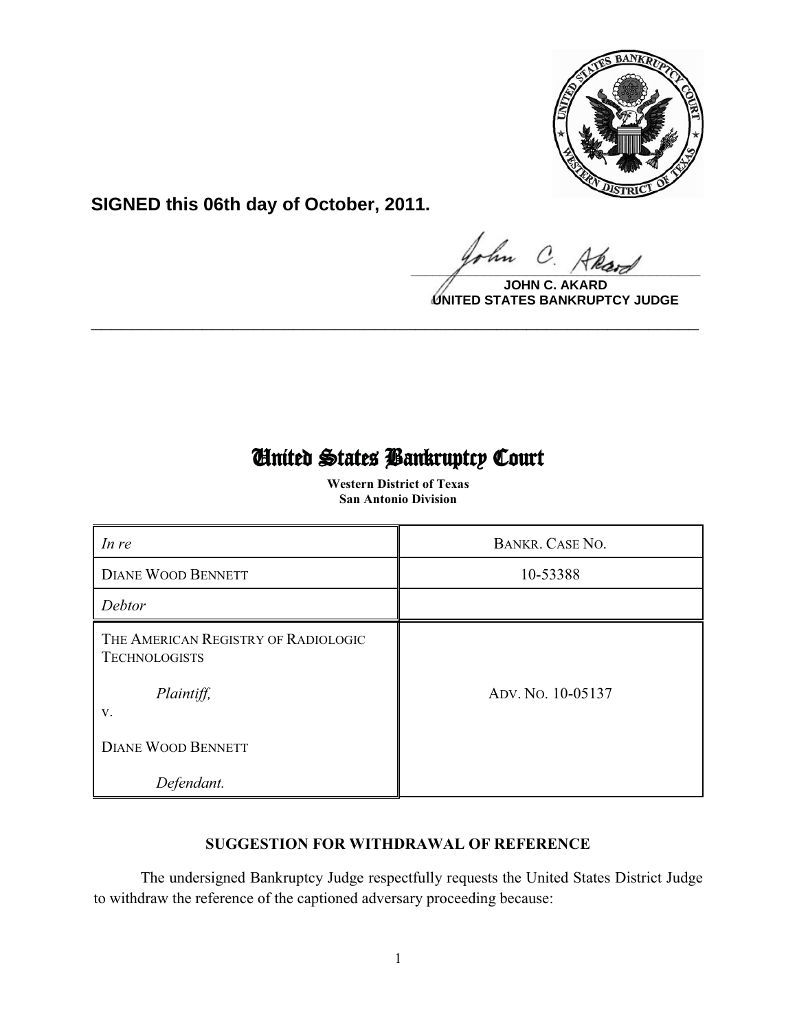**SIGNED this 06th day of October, 2011.**

**JOHN C. AKARD**
**UNITED STATES BANKRUPTCY JUDGE**

---

# United States Bankruptcy Court

**Western District of Texas**
**San Antonio Division**

| *In re* | BANKR. CASE NO. |
|---|---|
| DIANE WOOD BENNETT | 10-53388 |
| *Debtor* | |
| THE AMERICAN REGISTRY OF RADIOLOGIC TECHNOLOGISTS<br><br>*Plaintiff,*<br>v.<br><br>DIANE WOOD BENNETT<br><br>*Defendant.* | ADV. NO. 10-05137 |

## SUGGESTION FOR WITHDRAWAL OF REFERENCE

The undersigned Bankruptcy Judge respectfully requests the United States District Judge to withdraw the reference of the captioned adversary proceeding because: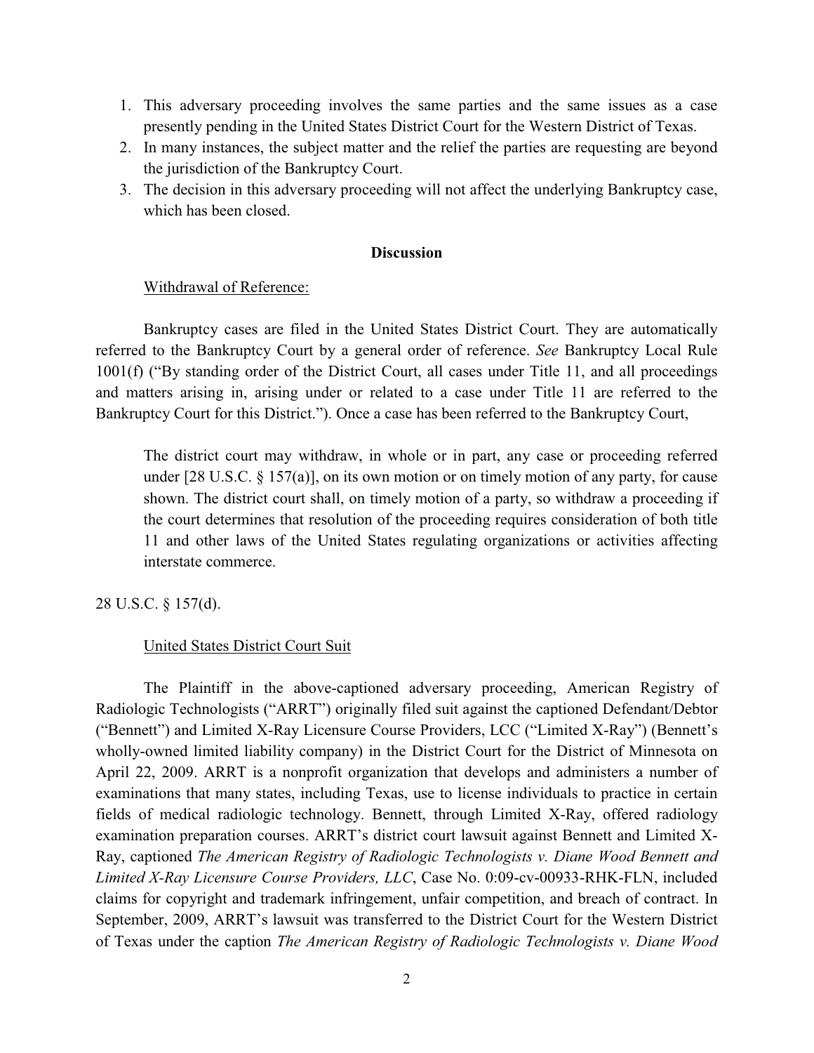1. This adversary proceeding involves the same parties and the same issues as a case presently pending in the United States District Court for the Western District of Texas.
2. In many instances, the subject matter and the relief the parties are requesting are beyond the jurisdiction of the Bankruptcy Court.
3. The decision in this adversary proceeding will not affect the underlying Bankruptcy case, which has been closed.

**Discussion**

Withdrawal of Reference:

Bankruptcy cases are filed in the United States District Court. They are automatically referred to the Bankruptcy Court by a general order of reference. *See* Bankruptcy Local Rule 1001(f) ("By standing order of the District Court, all cases under Title 11, and all proceedings and matters arising in, arising under or related to a case under Title 11 are referred to the Bankruptcy Court for this District."). Once a case has been referred to the Bankruptcy Court,

> The district court may withdraw, in whole or in part, any case or proceeding referred under [28 U.S.C. § 157(a)], on its own motion or on timely motion of any party, for cause shown. The district court shall, on timely motion of a party, so withdraw a proceeding if the court determines that resolution of the proceeding requires consideration of both title 11 and other laws of the United States regulating organizations or activities affecting interstate commerce.

28 U.S.C. § 157(d).

United States District Court Suit

The Plaintiff in the above-captioned adversary proceeding, American Registry of Radiologic Technologists ("ARRT") originally filed suit against the captioned Defendant/Debtor ("Bennett") and Limited X-Ray Licensure Course Providers, LCC ("Limited X-Ray") (Bennett's wholly-owned limited liability company) in the District Court for the District of Minnesota on April 22, 2009. ARRT is a nonprofit organization that develops and administers a number of examinations that many states, including Texas, use to license individuals to practice in certain fields of medical radiologic technology. Bennett, through Limited X-Ray, offered radiology examination preparation courses. ARRT's district court lawsuit against Bennett and Limited X-Ray, captioned *The American Registry of Radiologic Technologists v. Diane Wood Bennett and Limited X-Ray Licensure Course Providers, LLC*, Case No. 0:09-cv-00933-RHK-FLN, included claims for copyright and trademark infringement, unfair competition, and breach of contract. In September, 2009, ARRT's lawsuit was transferred to the District Court for the Western District of Texas under the caption *The American Registry of Radiologic Technologists v. Diane Wood*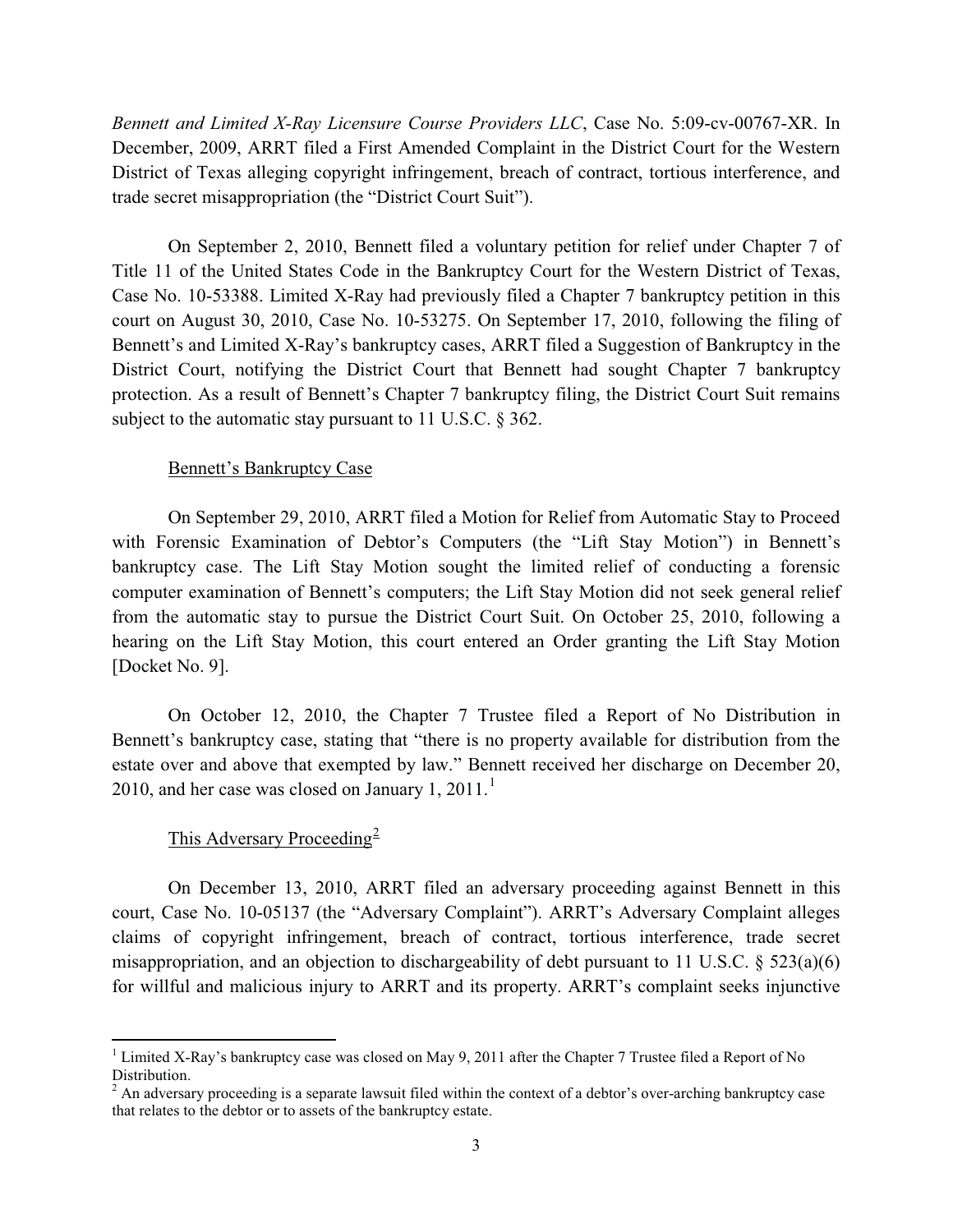*Bennett and Limited X-Ray Licensure Course Providers LLC*, Case No. 5:09-cv-00767-XR. In December, 2009, ARRT filed a First Amended Complaint in the District Court for the Western District of Texas alleging copyright infringement, breach of contract, tortious interference, and trade secret misappropriation (the "District Court Suit").

On September 2, 2010, Bennett filed a voluntary petition for relief under Chapter 7 of Title 11 of the United States Code in the Bankruptcy Court for the Western District of Texas, Case No. 10-53388. Limited X-Ray had previously filed a Chapter 7 bankruptcy petition in this court on August 30, 2010, Case No. 10-53275. On September 17, 2010, following the filing of Bennett's and Limited X-Ray's bankruptcy cases, ARRT filed a Suggestion of Bankruptcy in the District Court, notifying the District Court that Bennett had sought Chapter 7 bankruptcy protection. As a result of Bennett's Chapter 7 bankruptcy filing, the District Court Suit remains subject to the automatic stay pursuant to 11 U.S.C. § 362.

<u>Bennett's Bankruptcy Case</u>

On September 29, 2010, ARRT filed a Motion for Relief from Automatic Stay to Proceed with Forensic Examination of Debtor's Computers (the "Lift Stay Motion") in Bennett's bankruptcy case. The Lift Stay Motion sought the limited relief of conducting a forensic computer examination of Bennett's computers; the Lift Stay Motion did not seek general relief from the automatic stay to pursue the District Court Suit. On October 25, 2010, following a hearing on the Lift Stay Motion, this court entered an Order granting the Lift Stay Motion [Docket No. 9].

On October 12, 2010, the Chapter 7 Trustee filed a Report of No Distribution in Bennett's bankruptcy case, stating that "there is no property available for distribution from the estate over and above that exempted by law." Bennett received her discharge on December 20, 2010, and her case was closed on January 1, 2011.[1]

<u>This Adversary Proceeding[2]</u>

On December 13, 2010, ARRT filed an adversary proceeding against Bennett in this court, Case No. 10-05137 (the "Adversary Complaint"). ARRT's Adversary Complaint alleges claims of copyright infringement, breach of contract, tortious interference, trade secret misappropriation, and an objection to dischargeability of debt pursuant to 11 U.S.C. § 523(a)(6) for willful and malicious injury to ARRT and its property. ARRT's complaint seeks injunctive

---

[1] Limited X-Ray's bankruptcy case was closed on May 9, 2011 after the Chapter 7 Trustee filed a Report of No Distribution.

[2] An adversary proceeding is a separate lawsuit filed within the context of a debtor's over-arching bankruptcy case that relates to the debtor or to assets of the bankruptcy estate.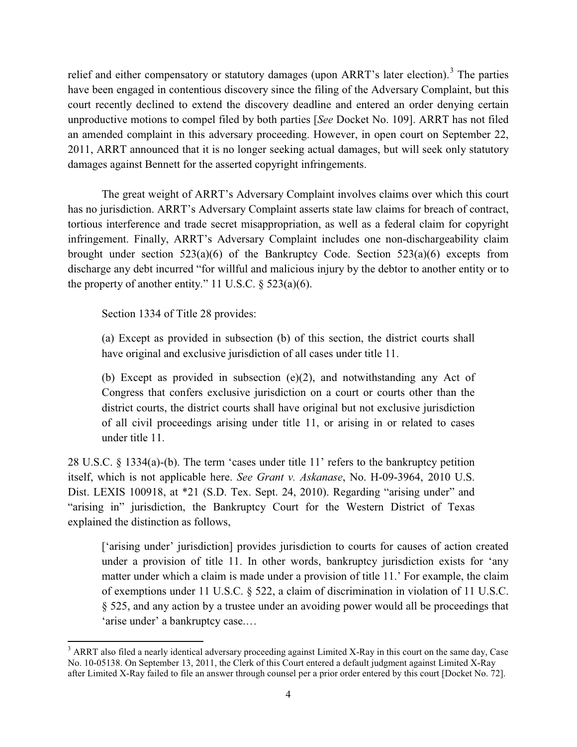relief and either compensatory or statutory damages (upon ARRT's later election).[3] The parties have been engaged in contentious discovery since the filing of the Adversary Complaint, but this court recently declined to extend the discovery deadline and entered an order denying certain unproductive motions to compel filed by both parties [*See* Docket No. 109]. ARRT has not filed an amended complaint in this adversary proceeding. However, in open court on September 22, 2011, ARRT announced that it is no longer seeking actual damages, but will seek only statutory damages against Bennett for the asserted copyright infringements.

The great weight of ARRT's Adversary Complaint involves claims over which this court has no jurisdiction. ARRT's Adversary Complaint asserts state law claims for breach of contract, tortious interference and trade secret misappropriation, as well as a federal claim for copyright infringement. Finally, ARRT's Adversary Complaint includes one non-dischargeability claim brought under section 523(a)(6) of the Bankruptcy Code. Section 523(a)(6) excepts from discharge any debt incurred "for willful and malicious injury by the debtor to another entity or to the property of another entity." 11 U.S.C. § 523(a)(6).

Section 1334 of Title 28 provides:

> (a) Except as provided in subsection (b) of this section, the district courts shall have original and exclusive jurisdiction of all cases under title 11.
>
> (b) Except as provided in subsection (e)(2), and notwithstanding any Act of Congress that confers exclusive jurisdiction on a court or courts other than the district courts, the district courts shall have original but not exclusive jurisdiction of all civil proceedings arising under title 11, or arising in or related to cases under title 11.

28 U.S.C. § 1334(a)-(b). The term 'cases under title 11' refers to the bankruptcy petition itself, which is not applicable here. *See Grant v. Askanase*, No. H-09-3964, 2010 U.S. Dist. LEXIS 100918, at *21 (S.D. Tex. Sept. 24, 2010). Regarding "arising under" and "arising in" jurisdiction, the Bankruptcy Court for the Western District of Texas explained the distinction as follows,

> ['arising under' jurisdiction] provides jurisdiction to courts for causes of action created under a provision of title 11. In other words, bankruptcy jurisdiction exists for 'any matter under which a claim is made under a provision of title 11.' For example, the claim of exemptions under 11 U.S.C. § 522, a claim of discrimination in violation of 11 U.S.C. § 525, and any action by a trustee under an avoiding power would all be proceedings that 'arise under' a bankruptcy case.…

[3] ARRT also filed a nearly identical adversary proceeding against Limited X-Ray in this court on the same day, Case No. 10-05138. On September 13, 2011, the Clerk of this Court entered a default judgment against Limited X-Ray after Limited X-Ray failed to file an answer through counsel per a prior order entered by this court [Docket No. 72].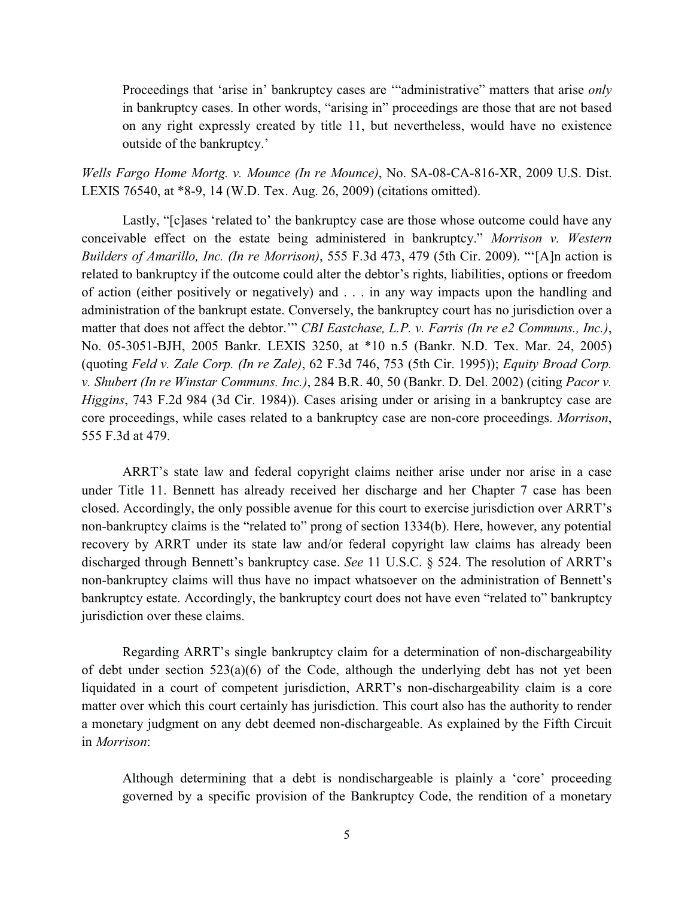> Proceedings that 'arise in' bankruptcy cases are '"administrative" matters that arise *only* in bankruptcy cases. In other words, "arising in" proceedings are those that are not based on any right expressly created by title 11, but nevertheless, would have no existence outside of the bankruptcy.'

*Wells Fargo Home Mortg. v. Mounce (In re Mounce)*, No. SA-08-CA-816-XR, 2009 U.S. Dist. LEXIS 76540, at *8-9, 14 (W.D. Tex. Aug. 26, 2009) (citations omitted).

Lastly, "[c]ases 'related to' the bankruptcy case are those whose outcome could have any conceivable effect on the estate being administered in bankruptcy." *Morrison v. Western Builders of Amarillo, Inc. (In re Morrison)*, 555 F.3d 473, 479 (5th Cir. 2009). "'[A]n action is related to bankruptcy if the outcome could alter the debtor's rights, liabilities, options or freedom of action (either positively or negatively) and . . . in any way impacts upon the handling and administration of the bankrupt estate. Conversely, the bankruptcy court has no jurisdiction over a matter that does not affect the debtor.'" *CBI Eastchase, L.P. v. Farris (In re e2 Communs., Inc.)*, No. 05-3051-BJH, 2005 Bankr. LEXIS 3250, at *10 n.5 (Bankr. N.D. Tex. Mar. 24, 2005) (quoting *Feld v. Zale Corp. (In re Zale)*, 62 F.3d 746, 753 (5th Cir. 1995)); *Equity Broad Corp. v. Shubert (In re Winstar Communs. Inc.)*, 284 B.R. 40, 50 (Bankr. D. Del. 2002) (citing *Pacor v. Higgins*, 743 F.2d 984 (3d Cir. 1984)). Cases arising under or arising in a bankruptcy case are core proceedings, while cases related to a bankruptcy case are non-core proceedings. *Morrison*, 555 F.3d at 479.

ARRT's state law and federal copyright claims neither arise under nor arise in a case under Title 11. Bennett has already received her discharge and her Chapter 7 case has been closed. Accordingly, the only possible avenue for this court to exercise jurisdiction over ARRT's non-bankruptcy claims is the "related to" prong of section 1334(b). Here, however, any potential recovery by ARRT under its state law and/or federal copyright law claims has already been discharged through Bennett's bankruptcy case. *See* 11 U.S.C. § 524. The resolution of ARRT's non-bankruptcy claims will thus have no impact whatsoever on the administration of Bennett's bankruptcy estate. Accordingly, the bankruptcy court does not have even "related to" bankruptcy jurisdiction over these claims.

Regarding ARRT's single bankruptcy claim for a determination of non-dischargeability of debt under section 523(a)(6) of the Code, although the underlying debt has not yet been liquidated in a court of competent jurisdiction, ARRT's non-dischargeability claim is a core matter over which this court certainly has jurisdiction. This court also has the authority to render a monetary judgment on any debt deemed non-dischargeable. As explained by the Fifth Circuit in *Morrison*:

> Although determining that a debt is nondischargeable is plainly a 'core' proceeding governed by a specific provision of the Bankruptcy Code, the rendition of a monetary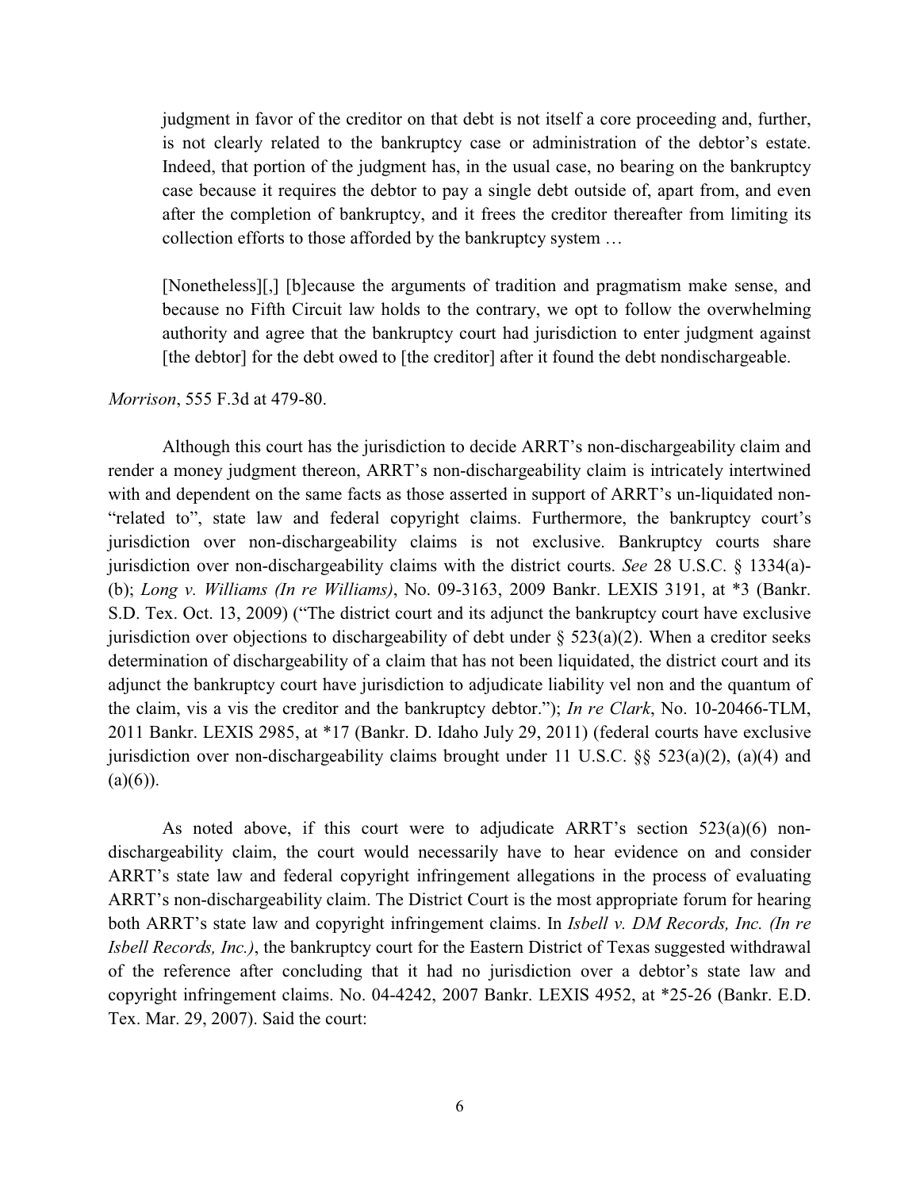> judgment in favor of the creditor on that debt is not itself a core proceeding and, further, is not clearly related to the bankruptcy case or administration of the debtor's estate. Indeed, that portion of the judgment has, in the usual case, no bearing on the bankruptcy case because it requires the debtor to pay a single debt outside of, apart from, and even after the completion of bankruptcy, and it frees the creditor thereafter from limiting its collection efforts to those afforded by the bankruptcy system …
>
> [Nonetheless][,] [b]ecause the arguments of tradition and pragmatism make sense, and because no Fifth Circuit law holds to the contrary, we opt to follow the overwhelming authority and agree that the bankruptcy court had jurisdiction to enter judgment against [the debtor] for the debt owed to [the creditor] after it found the debt nondischargeable.

*Morrison*, 555 F.3d at 479-80.

Although this court has the jurisdiction to decide ARRT's non-dischargeability claim and render a money judgment thereon, ARRT's non-dischargeability claim is intricately intertwined with and dependent on the same facts as those asserted in support of ARRT's un-liquidated non-"related to", state law and federal copyright claims. Furthermore, the bankruptcy court's jurisdiction over non-dischargeability claims is not exclusive. Bankruptcy courts share jurisdiction over non-dischargeability claims with the district courts. *See* 28 U.S.C. § 1334(a)-(b); *Long v. Williams (In re Williams)*, No. 09-3163, 2009 Bankr. LEXIS 3191, at *3 (Bankr. S.D. Tex. Oct. 13, 2009) ("The district court and its adjunct the bankruptcy court have exclusive jurisdiction over objections to dischargeability of debt under § 523(a)(2). When a creditor seeks determination of dischargeability of a claim that has not been liquidated, the district court and its adjunct the bankruptcy court have jurisdiction to adjudicate liability vel non and the quantum of the claim, vis a vis the creditor and the bankruptcy debtor."); *In re Clark*, No. 10-20466-TLM, 2011 Bankr. LEXIS 2985, at *17 (Bankr. D. Idaho July 29, 2011) (federal courts have exclusive jurisdiction over non-dischargeability claims brought under 11 U.S.C. §§ 523(a)(2), (a)(4) and (a)(6)).

As noted above, if this court were to adjudicate ARRT's section 523(a)(6) non-dischargeability claim, the court would necessarily have to hear evidence on and consider ARRT's state law and federal copyright infringement allegations in the process of evaluating ARRT's non-dischargeability claim. The District Court is the most appropriate forum for hearing both ARRT's state law and copyright infringement claims. In *Isbell v. DM Records, Inc. (In re Isbell Records, Inc.)*, the bankruptcy court for the Eastern District of Texas suggested withdrawal of the reference after concluding that it had no jurisdiction over a debtor's state law and copyright infringement claims. No. 04-4242, 2007 Bankr. LEXIS 4952, at *25-26 (Bankr. E.D. Tex. Mar. 29, 2007). Said the court: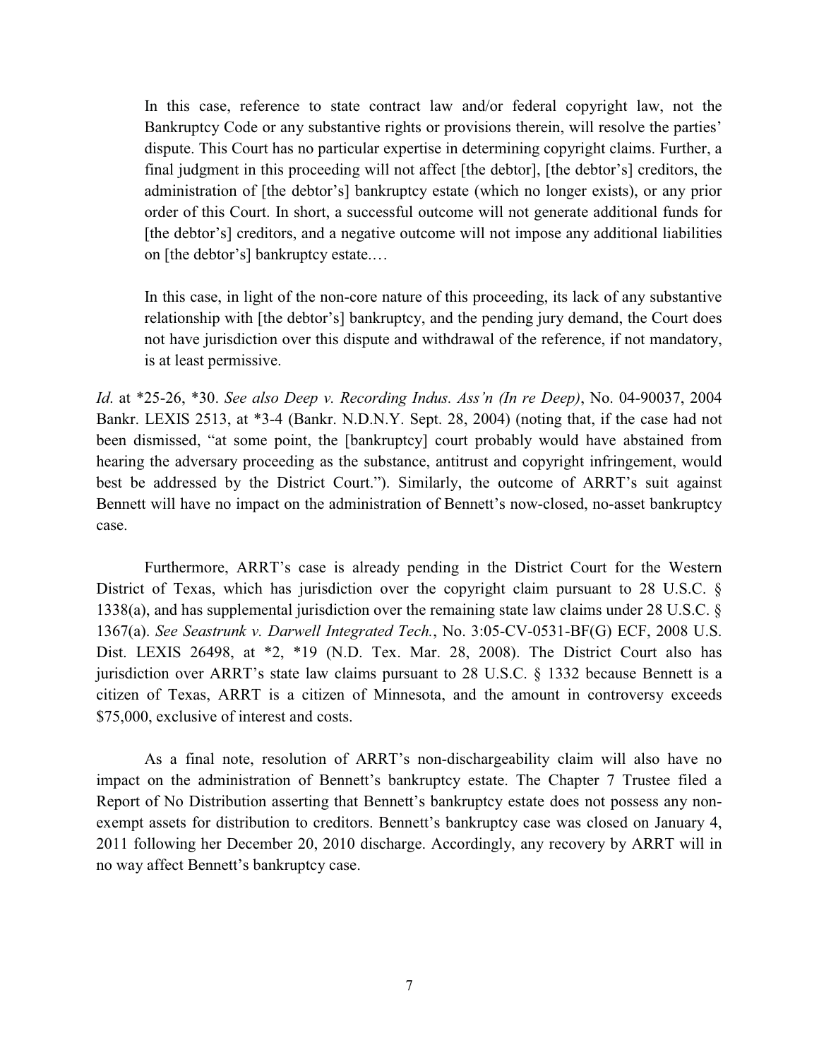> In this case, reference to state contract law and/or federal copyright law, not the Bankruptcy Code or any substantive rights or provisions therein, will resolve the parties' dispute. This Court has no particular expertise in determining copyright claims. Further, a final judgment in this proceeding will not affect [the debtor], [the debtor's] creditors, the administration of [the debtor's] bankruptcy estate (which no longer exists), or any prior order of this Court. In short, a successful outcome will not generate additional funds for [the debtor's] creditors, and a negative outcome will not impose any additional liabilities on [the debtor's] bankruptcy estate.…
>
> In this case, in light of the non-core nature of this proceeding, its lack of any substantive relationship with [the debtor's] bankruptcy, and the pending jury demand, the Court does not have jurisdiction over this dispute and withdrawal of the reference, if not mandatory, is at least permissive.

*Id*. at *25-26, *30. *See also Deep v. Recording Indus. Ass'n (In re Deep)*, No. 04-90037, 2004 Bankr. LEXIS 2513, at *3-4 (Bankr. N.D.N.Y. Sept. 28, 2004) (noting that, if the case had not been dismissed, "at some point, the [bankruptcy] court probably would have abstained from hearing the adversary proceeding as the substance, antitrust and copyright infringement, would best be addressed by the District Court."). Similarly, the outcome of ARRT's suit against Bennett will have no impact on the administration of Bennett's now-closed, no-asset bankruptcy case.

Furthermore, ARRT's case is already pending in the District Court for the Western District of Texas, which has jurisdiction over the copyright claim pursuant to 28 U.S.C. § 1338(a), and has supplemental jurisdiction over the remaining state law claims under 28 U.S.C. § 1367(a). *See Seastrunk v. Darwell Integrated Tech.*, No. 3:05-CV-0531-BF(G) ECF, 2008 U.S. Dist. LEXIS 26498, at *2, *19 (N.D. Tex. Mar. 28, 2008). The District Court also has jurisdiction over ARRT's state law claims pursuant to 28 U.S.C. § 1332 because Bennett is a citizen of Texas, ARRT is a citizen of Minnesota, and the amount in controversy exceeds $75,000, exclusive of interest and costs.

As a final note, resolution of ARRT's non-dischargeability claim will also have no impact on the administration of Bennett's bankruptcy estate. The Chapter 7 Trustee filed a Report of No Distribution asserting that Bennett's bankruptcy estate does not possess any non-exempt assets for distribution to creditors. Bennett's bankruptcy case was closed on January 4, 2011 following her December 20, 2010 discharge. Accordingly, any recovery by ARRT will in no way affect Bennett's bankruptcy case.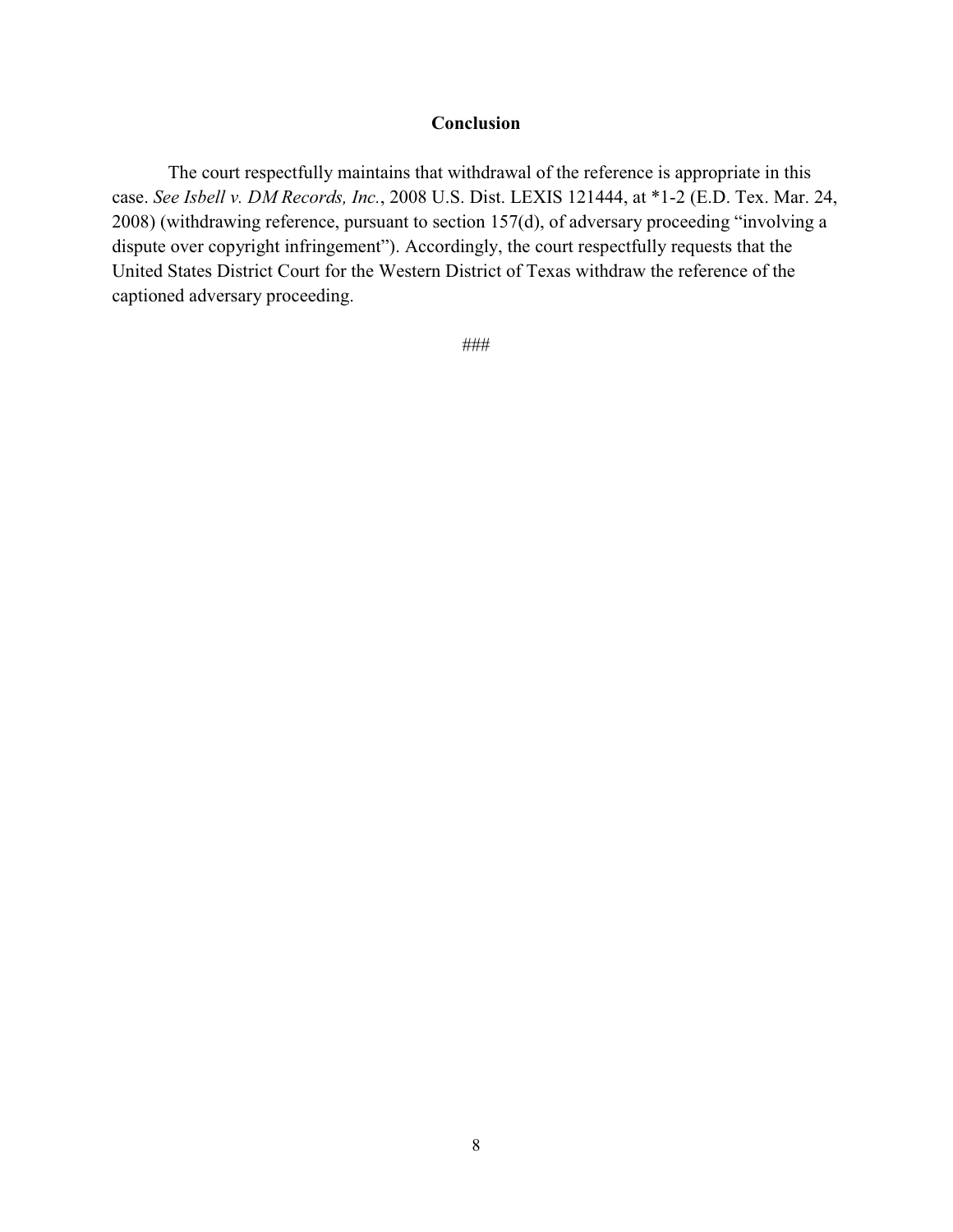## Conclusion

The court respectfully maintains that withdrawal of the reference is appropriate in this case. *See Isbell v. DM Records, Inc.*, 2008 U.S. Dist. LEXIS 121444, at *1-2 (E.D. Tex. Mar. 24, 2008) (withdrawing reference, pursuant to section 157(d), of adversary proceeding "involving a dispute over copyright infringement"). Accordingly, the court respectfully requests that the United States District Court for the Western District of Texas withdraw the reference of the captioned adversary proceeding.

###